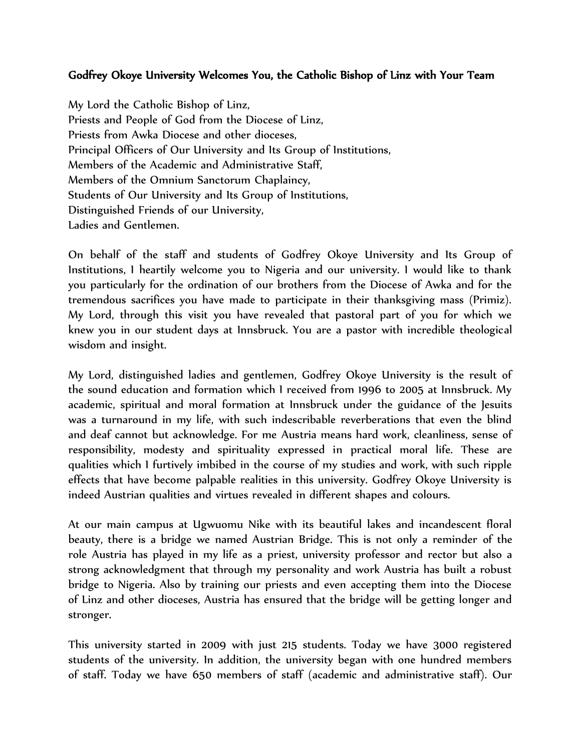**Godfrey Okoye University Welcomes You, the Catholic Bishop of Linz with Your Team**

My Lord the Catholic Bishop of Linz,
Priests and People of God from the Diocese of Linz,
Priests from Awka Diocese and other dioceses,
Principal Officers of Our University and Its Group of Institutions,
Members of the Academic and Administrative Staff,
Members of the Omnium Sanctorum Chaplaincy,
Students of Our University and Its Group of Institutions,
Distinguished Friends of our University,
Ladies and Gentlemen.

On behalf of the staff and students of Godfrey Okoye University and Its Group of Institutions, I heartily welcome you to Nigeria and our university. I would like to thank you particularly for the ordination of our brothers from the Diocese of Awka and for the tremendous sacrifices you have made to participate in their thanksgiving mass (Primiz). My Lord, through this visit you have revealed that pastoral part of you for which we knew you in our student days at Innsbruck. You are a pastor with incredible theological wisdom and insight.

My Lord, distinguished ladies and gentlemen, Godfrey Okoye University is the result of the sound education and formation which I received from 1996 to 2005 at Innsbruck. My academic, spiritual and moral formation at Innsbruck under the guidance of the Jesuits was a turnaround in my life, with such indescribable reverberations that even the blind and deaf cannot but acknowledge. For me Austria means hard work, cleanliness, sense of responsibility, modesty and spirituality expressed in practical moral life. These are qualities which I furtively imbibed in the course of my studies and work, with such ripple effects that have become palpable realities in this university. Godfrey Okoye University is indeed Austrian qualities and virtues revealed in different shapes and colours.

At our main campus at Ugwuomu Nike with its beautiful lakes and incandescent floral beauty, there is a bridge we named Austrian Bridge. This is not only a reminder of the role Austria has played in my life as a priest, university professor and rector but also a strong acknowledgment that through my personality and work Austria has built a robust bridge to Nigeria. Also by training our priests and even accepting them into the Diocese of Linz and other dioceses, Austria has ensured that the bridge will be getting longer and stronger.

This university started in 2009 with just 215 students. Today we have 3000 registered students of the university. In addition, the university began with one hundred members of staff. Today we have 650 members of staff (academic and administrative staff). Our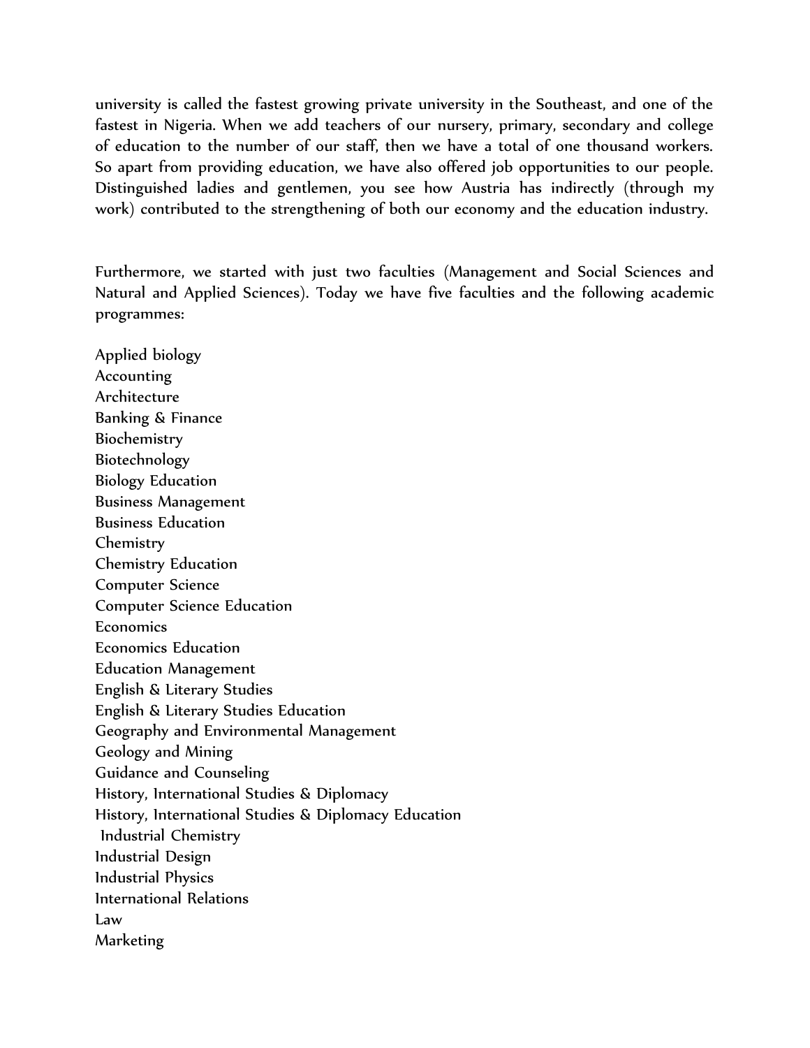university is called the fastest growing private university in the Southeast, and one of the fastest in Nigeria. When we add teachers of our nursery, primary, secondary and college of education to the number of our staff, then we have a total of one thousand workers. So apart from providing education, we have also offered job opportunities to our people. Distinguished ladies and gentlemen, you see how Austria has indirectly (through my work) contributed to the strengthening of both our economy and the education industry.

Furthermore, we started with just two faculties (Management and Social Sciences and Natural and Applied Sciences). Today we have five faculties and the following academic programmes:

Applied biology
Accounting
Architecture
Banking & Finance
Biochemistry
Biotechnology
Biology Education
Business Management
Business Education
Chemistry
Chemistry Education
Computer Science
Computer Science Education
Economics
Economics Education
Education Management
English & Literary Studies
English & Literary Studies Education
Geography and Environmental Management
Geology and Mining
Guidance and Counseling
History, International Studies & Diplomacy
History, International Studies & Diplomacy Education
Industrial Chemistry
Industrial Design
Industrial Physics
International Relations
Law
Marketing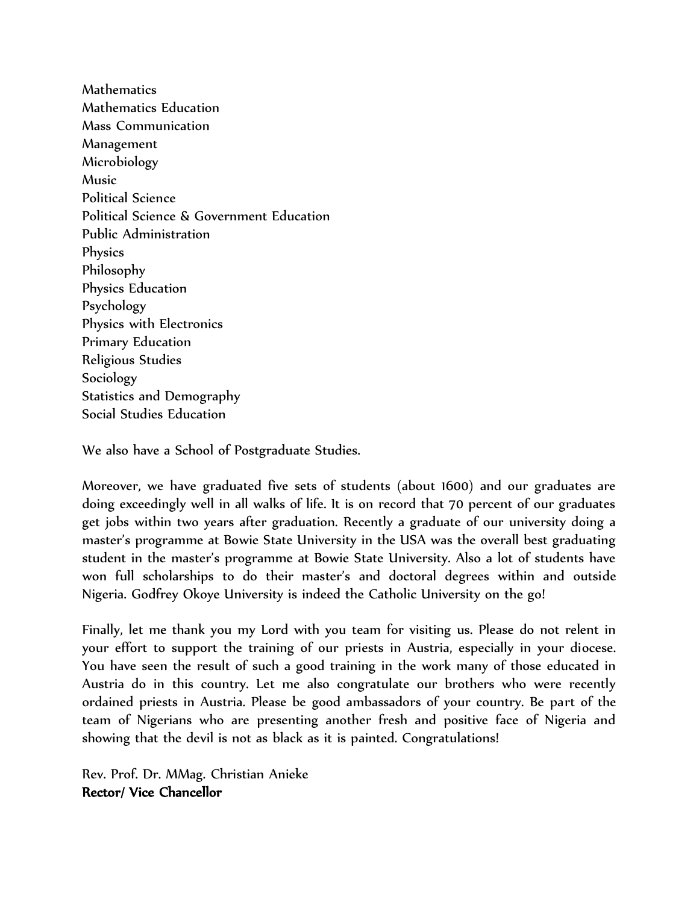Mathematics
Mathematics Education
Mass Communication
Management
Microbiology
Music
Political Science
Political Science & Government Education
Public Administration
Physics
Philosophy
Physics Education
Psychology
Physics with Electronics
Primary Education
Religious Studies
Sociology
Statistics and Demography
Social Studies Education

We also have a School of Postgraduate Studies.

Moreover, we have graduated five sets of students (about 1600) and our graduates are doing exceedingly well in all walks of life. It is on record that 70 percent of our graduates get jobs within two years after graduation. Recently a graduate of our university doing a master's programme at Bowie State University in the USA was the overall best graduating student in the master's programme at Bowie State University. Also a lot of students have won full scholarships to do their master's and doctoral degrees within and outside Nigeria. Godfrey Okoye University is indeed the Catholic University on the go!

Finally, let me thank you my Lord with you team for visiting us. Please do not relent in your effort to support the training of our priests in Austria, especially in your diocese. You have seen the result of such a good training in the work many of those educated in Austria do in this country. Let me also congratulate our brothers who were recently ordained priests in Austria. Please be good ambassadors of your country. Be part of the team of Nigerians who are presenting another fresh and positive face of Nigeria and showing that the devil is not as black as it is painted. Congratulations!

Rev. Prof. Dr. MMag. Christian Anieke
**Rector/ Vice Chancellor**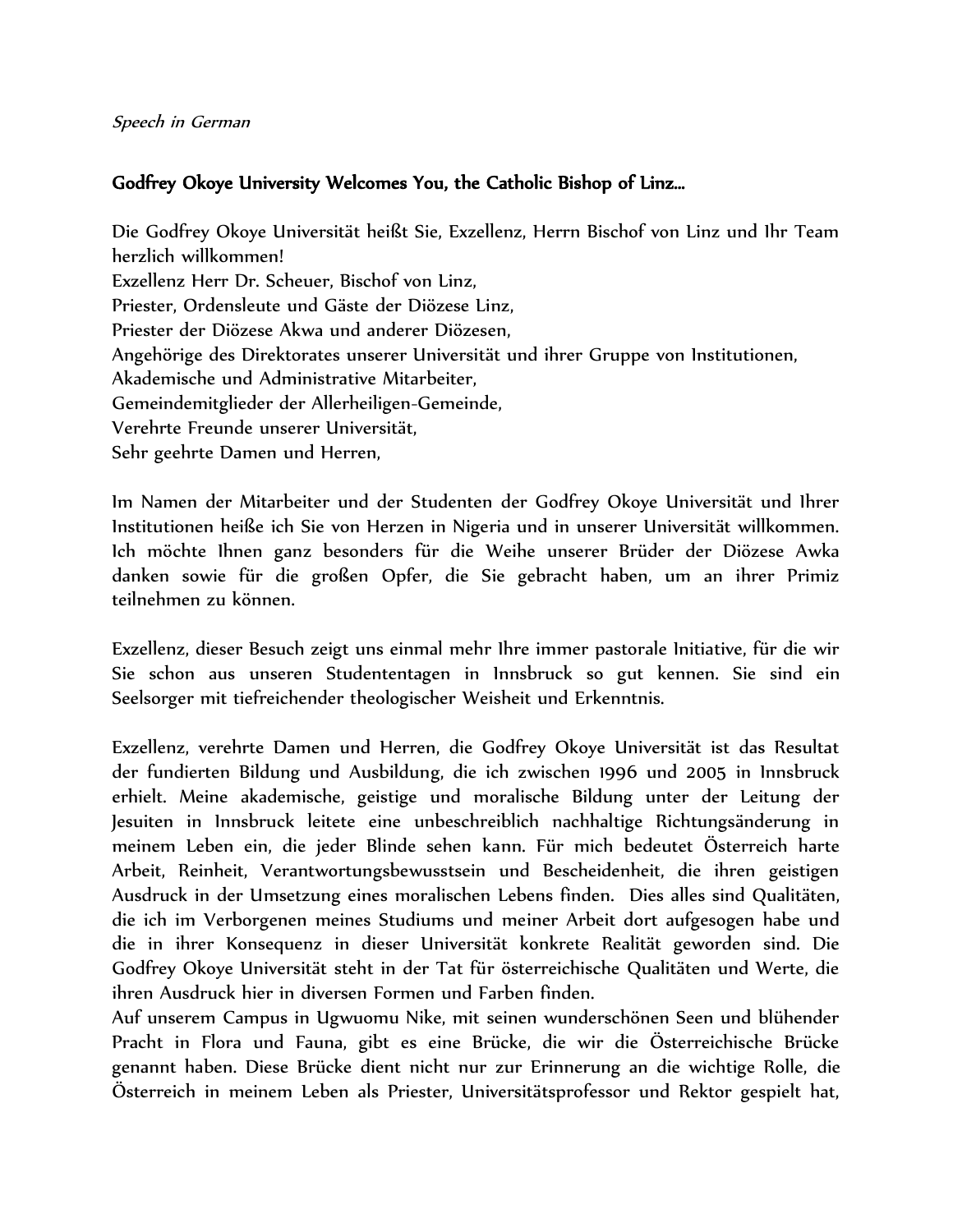*Speech in German*

**Godfrey Okoye University Welcomes You, the Catholic Bishop of Linz...**

Die Godfrey Okoye Universität heißt Sie, Exzellenz, Herrn Bischof von Linz und Ihr Team herzlich willkommen!
Exzellenz Herr Dr. Scheuer, Bischof von Linz,
Priester, Ordensleute und Gäste der Diözese Linz,
Priester der Diözese Akwa und anderer Diözesen,
Angehörige des Direktorates unserer Universität und ihrer Gruppe von Institutionen,
Akademische und Administrative Mitarbeiter,
Gemeindemitglieder der Allerheiligen-Gemeinde,
Verehrte Freunde unserer Universität,
Sehr geehrte Damen und Herren,

Im Namen der Mitarbeiter und der Studenten der Godfrey Okoye Universität und Ihrer Institutionen heiße ich Sie von Herzen in Nigeria und in unserer Universität willkommen. Ich möchte Ihnen ganz besonders für die Weihe unserer Brüder der Diözese Awka danken sowie für die großen Opfer, die Sie gebracht haben, um an ihrer Primiz teilnehmen zu können.

Exzellenz, dieser Besuch zeigt uns einmal mehr Ihre immer pastorale Initiative, für die wir Sie schon aus unseren Studententagen in Innsbruck so gut kennen. Sie sind ein Seelsorger mit tiefreichender theologischer Weisheit und Erkenntnis.

Exzellenz, verehrte Damen und Herren, die Godfrey Okoye Universität ist das Resultat der fundierten Bildung und Ausbildung, die ich zwischen 1996 und 2005 in Innsbruck erhielt. Meine akademische, geistige und moralische Bildung unter der Leitung der Jesuiten in Innsbruck leitete eine unbeschreiblich nachhaltige Richtungsänderung in meinem Leben ein, die jeder Blinde sehen kann. Für mich bedeutet Österreich harte Arbeit, Reinheit, Verantwortungsbewusstsein und Bescheidenheit, die ihren geistigen Ausdruck in der Umsetzung eines moralischen Lebens finden. Dies alles sind Qualitäten, die ich im Verborgenen meines Studiums und meiner Arbeit dort aufgesogen habe und die in ihrer Konsequenz in dieser Universität konkrete Realität geworden sind. Die Godfrey Okoye Universität steht in der Tat für österreichische Qualitäten und Werte, die ihren Ausdruck hier in diversen Formen und Farben finden.
Auf unserem Campus in Ugwuomu Nike, mit seinen wunderschönen Seen und blühender Pracht in Flora und Fauna, gibt es eine Brücke, die wir die Österreichische Brücke genannt haben. Diese Brücke dient nicht nur zur Erinnerung an die wichtige Rolle, die Österreich in meinem Leben als Priester, Universitätsprofessor und Rektor gespielt hat,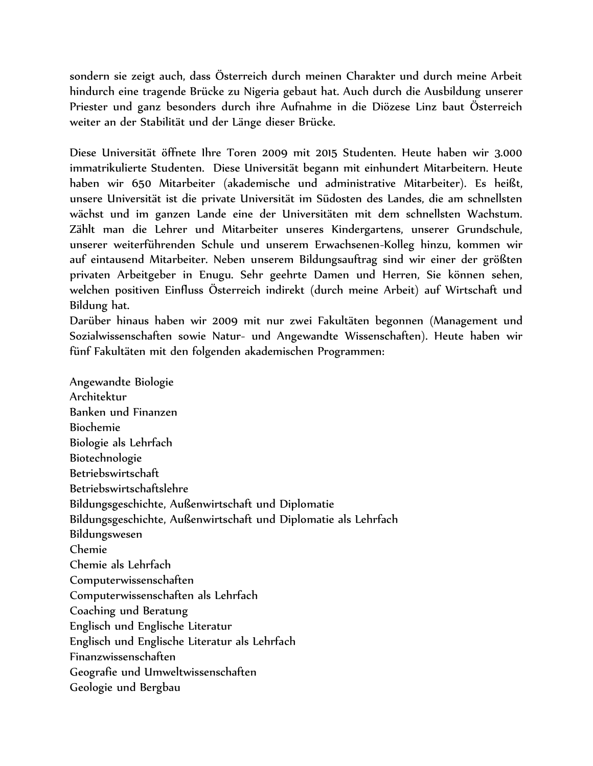sondern sie zeigt auch, dass Österreich durch meinen Charakter und durch meine Arbeit hindurch eine tragende Brücke zu Nigeria gebaut hat. Auch durch die Ausbildung unserer Priester und ganz besonders durch ihre Aufnahme in die Diözese Linz baut Österreich weiter an der Stabilität und der Länge dieser Brücke.

Diese Universität öffnete Ihre Toren 2009 mit 2015 Studenten. Heute haben wir 3.000 immatrikulierte Studenten. Diese Universität begann mit einhundert Mitarbeitern. Heute haben wir 650 Mitarbeiter (akademische und administrative Mitarbeiter). Es heißt, unsere Universität ist die private Universität im Südosten des Landes, die am schnellsten wächst und im ganzen Lande eine der Universitäten mit dem schnellsten Wachstum. Zählt man die Lehrer und Mitarbeiter unseres Kindergartens, unserer Grundschule, unserer weiterführenden Schule und unserem Erwachsenen-Kolleg hinzu, kommen wir auf eintausend Mitarbeiter. Neben unserem Bildungsauftrag sind wir einer der größten privaten Arbeitgeber in Enugu. Sehr geehrte Damen und Herren, Sie können sehen, welchen positiven Einfluss Österreich indirekt (durch meine Arbeit) auf Wirtschaft und Bildung hat.
Darüber hinaus haben wir 2009 mit nur zwei Fakultäten begonnen (Management und Sozialwissenschaften sowie Natur- und Angewandte Wissenschaften). Heute haben wir fünf Fakultäten mit den folgenden akademischen Programmen:

Angewandte Biologie
Architektur
Banken und Finanzen
Biochemie
Biologie als Lehrfach
Biotechnologie
Betriebswirtschaft
Betriebswirtschaftslehre
Bildungsgeschichte, Außenwirtschaft und Diplomatie
Bildungsgeschichte, Außenwirtschaft und Diplomatie als Lehrfach
Bildungswesen
Chemie
Chemie als Lehrfach
Computerwissenschaften
Computerwissenschaften als Lehrfach
Coaching und Beratung
Englisch und Englische Literatur
Englisch und Englische Literatur als Lehrfach
Finanzwissenschaften
Geografie und Umweltwissenschaften
Geologie und Bergbau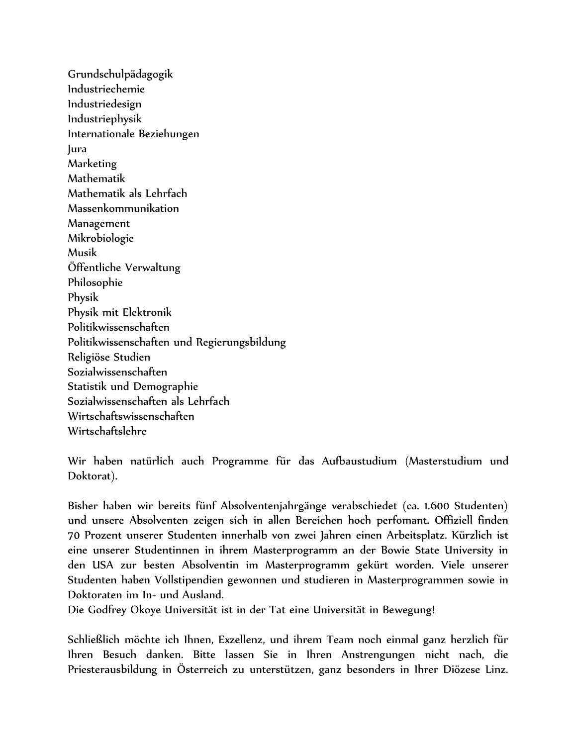Grundschulpädagogik
Industriechemie
Industriedesign
Industriephysik
Internationale Beziehungen
Jura
Marketing
Mathematik
Mathematik als Lehrfach
Massenkommunikation
Management
Mikrobiologie
Musik
Öffentliche Verwaltung
Philosophie
Physik
Physik mit Elektronik
Politikwissenschaften
Politikwissenschaften und Regierungsbildung
Religiöse Studien
Sozialwissenschaften
Statistik und Demographie
Sozialwissenschaften als Lehrfach
Wirtschaftswissenschaften
Wirtschaftslehre

Wir haben natürlich auch Programme für das Aufbaustudium (Masterstudium und Doktorat).

Bisher haben wir bereits fünf Absolventenjahrgänge verabschiedet (ca. 1.600 Studenten) und unsere Absolventen zeigen sich in allen Bereichen hoch perfomant. Offiziell finden 70 Prozent unserer Studenten innerhalb von zwei Jahren einen Arbeitsplatz. Kürzlich ist eine unserer Studentinnen in ihrem Masterprogramm an der Bowie State University in den USA zur besten Absolventin im Masterprogramm gekürt worden. Viele unserer Studenten haben Vollstipendien gewonnen und studieren in Masterprogrammen sowie in Doktoraten im In- und Ausland.
Die Godfrey Okoye Universität ist in der Tat eine Universität in Bewegung!

Schließlich möchte ich Ihnen, Exzellenz, und ihrem Team noch einmal ganz herzlich für Ihren Besuch danken. Bitte lassen Sie in Ihren Anstrengungen nicht nach, die Priesterausbildung in Österreich zu unterstützen, ganz besonders in Ihrer Diözese Linz.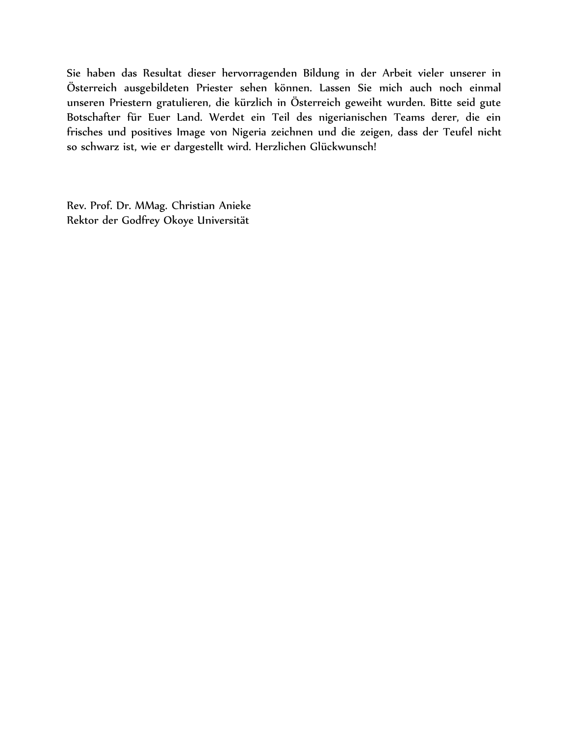Sie haben das Resultat dieser hervorragenden Bildung in der Arbeit vieler unserer in Österreich ausgebildeten Priester sehen können. Lassen Sie mich auch noch einmal unseren Priestern gratulieren, die kürzlich in Österreich geweiht wurden. Bitte seid gute Botschafter für Euer Land. Werdet ein Teil des nigerianischen Teams derer, die ein frisches und positives Image von Nigeria zeichnen und die zeigen, dass der Teufel nicht so schwarz ist, wie er dargestellt wird. Herzlichen Glückwunsch!

Rev. Prof. Dr. MMag. Christian Anieke  
Rektor der Godfrey Okoye Universität